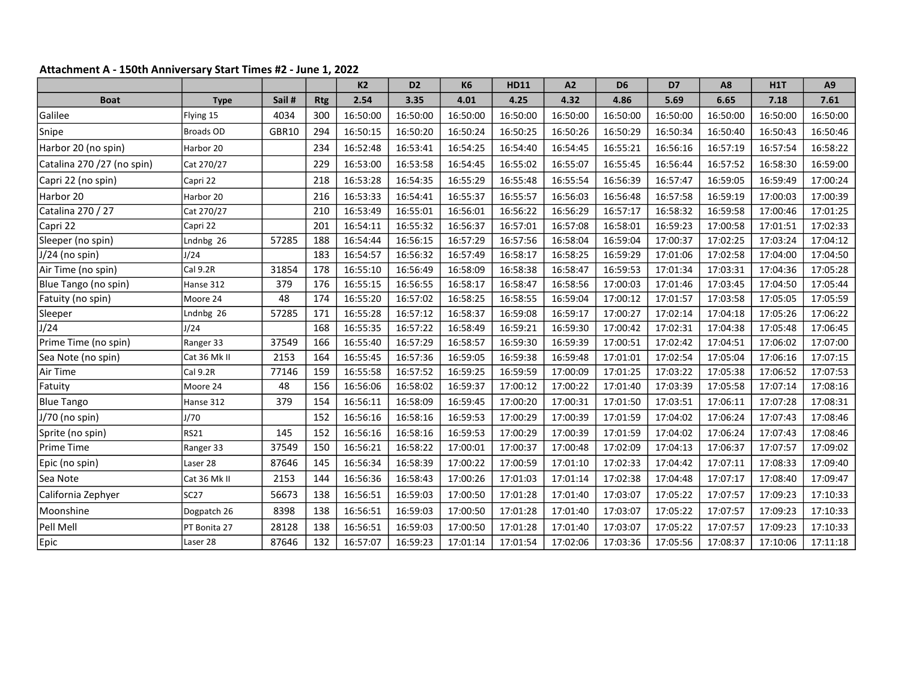**Attachment A - 150th Anniversary Start Times #2 - June 1, 2022**

| | | | | K2 | D2 | K6 | HD11 | A2 | D6 | D7 | A8 | H1T | A9 |
|---|---|---|---|---|---|---|---|---|---|---|---|---|---|
| **Boat** | **Type** | **Sail #** | **Rtg** | **2.54** | **3.35** | **4.01** | **4.25** | **4.32** | **4.86** | **5.69** | **6.65** | **7.18** | **7.61** |
| Galilee | Flying 15 | 4034 | 300 | 16:50:00 | 16:50:00 | 16:50:00 | 16:50:00 | 16:50:00 | 16:50:00 | 16:50:00 | 16:50:00 | 16:50:00 | 16:50:00 |
| Snipe | Broads OD | GBR10 | 294 | 16:50:15 | 16:50:20 | 16:50:24 | 16:50:25 | 16:50:26 | 16:50:29 | 16:50:34 | 16:50:40 | 16:50:43 | 16:50:46 |
| Harbor 20 (no spin) | Harbor 20 | | 234 | 16:52:48 | 16:53:41 | 16:54:25 | 16:54:40 | 16:54:45 | 16:55:21 | 16:56:16 | 16:57:19 | 16:57:54 | 16:58:22 |
| Catalina 270 /27 (no spin) | Cat 270/27 | | 229 | 16:53:00 | 16:53:58 | 16:54:45 | 16:55:02 | 16:55:07 | 16:55:45 | 16:56:44 | 16:57:52 | 16:58:30 | 16:59:00 |
| Capri 22 (no spin) | Capri 22 | | 218 | 16:53:28 | 16:54:35 | 16:55:29 | 16:55:48 | 16:55:54 | 16:56:39 | 16:57:47 | 16:59:05 | 16:59:49 | 17:00:24 |
| Harbor 20 | Harbor 20 | | 216 | 16:53:33 | 16:54:41 | 16:55:37 | 16:55:57 | 16:56:03 | 16:56:48 | 16:57:58 | 16:59:19 | 17:00:03 | 17:00:39 |
| Catalina 270 / 27 | Cat 270/27 | | 210 | 16:53:49 | 16:55:01 | 16:56:01 | 16:56:22 | 16:56:29 | 16:57:17 | 16:58:32 | 16:59:58 | 17:00:46 | 17:01:25 |
| Capri 22 | Capri 22 | | 201 | 16:54:11 | 16:55:32 | 16:56:37 | 16:57:01 | 16:57:08 | 16:58:01 | 16:59:23 | 17:00:58 | 17:01:51 | 17:02:33 |
| Sleeper (no spin) | Lndnbg 26 | 57285 | 188 | 16:54:44 | 16:56:15 | 16:57:29 | 16:57:56 | 16:58:04 | 16:59:04 | 17:00:37 | 17:02:25 | 17:03:24 | 17:04:12 |
| J/24 (no spin) | J/24 | | 183 | 16:54:57 | 16:56:32 | 16:57:49 | 16:58:17 | 16:58:25 | 16:59:29 | 17:01:06 | 17:02:58 | 17:04:00 | 17:04:50 |
| Air Time (no spin) | Cal 9.2R | 31854 | 178 | 16:55:10 | 16:56:49 | 16:58:09 | 16:58:38 | 16:58:47 | 16:59:53 | 17:01:34 | 17:03:31 | 17:04:36 | 17:05:28 |
| Blue Tango (no spin) | Hanse 312 | 379 | 176 | 16:55:15 | 16:56:55 | 16:58:17 | 16:58:47 | 16:58:56 | 17:00:03 | 17:01:46 | 17:03:45 | 17:04:50 | 17:05:44 |
| Fatuity (no spin) | Moore 24 | 48 | 174 | 16:55:20 | 16:57:02 | 16:58:25 | 16:58:55 | 16:59:04 | 17:00:12 | 17:01:57 | 17:03:58 | 17:05:05 | 17:05:59 |
| Sleeper | Lndnbg 26 | 57285 | 171 | 16:55:28 | 16:57:12 | 16:58:37 | 16:59:08 | 16:59:17 | 17:00:27 | 17:02:14 | 17:04:18 | 17:05:26 | 17:06:22 |
| J/24 | J/24 | | 168 | 16:55:35 | 16:57:22 | 16:58:49 | 16:59:21 | 16:59:30 | 17:00:42 | 17:02:31 | 17:04:38 | 17:05:48 | 17:06:45 |
| Prime Time (no spin) | Ranger 33 | 37549 | 166 | 16:55:40 | 16:57:29 | 16:58:57 | 16:59:30 | 16:59:39 | 17:00:51 | 17:02:42 | 17:04:51 | 17:06:02 | 17:07:00 |
| Sea Note (no spin) | Cat 36 Mk II | 2153 | 164 | 16:55:45 | 16:57:36 | 16:59:05 | 16:59:38 | 16:59:48 | 17:01:01 | 17:02:54 | 17:05:04 | 17:06:16 | 17:07:15 |
| Air Time | Cal 9.2R | 77146 | 159 | 16:55:58 | 16:57:52 | 16:59:25 | 16:59:59 | 17:00:09 | 17:01:25 | 17:03:22 | 17:05:38 | 17:06:52 | 17:07:53 |
| Fatuity | Moore 24 | 48 | 156 | 16:56:06 | 16:58:02 | 16:59:37 | 17:00:12 | 17:00:22 | 17:01:40 | 17:03:39 | 17:05:58 | 17:07:14 | 17:08:16 |
| Blue Tango | Hanse 312 | 379 | 154 | 16:56:11 | 16:58:09 | 16:59:45 | 17:00:20 | 17:00:31 | 17:01:50 | 17:03:51 | 17:06:11 | 17:07:28 | 17:08:31 |
| J/70 (no spin) | J/70 | | 152 | 16:56:16 | 16:58:16 | 16:59:53 | 17:00:29 | 17:00:39 | 17:01:59 | 17:04:02 | 17:06:24 | 17:07:43 | 17:08:46 |
| Sprite (no spin) | RS21 | 145 | 152 | 16:56:16 | 16:58:16 | 16:59:53 | 17:00:29 | 17:00:39 | 17:01:59 | 17:04:02 | 17:06:24 | 17:07:43 | 17:08:46 |
| Prime Time | Ranger 33 | 37549 | 150 | 16:56:21 | 16:58:22 | 17:00:01 | 17:00:37 | 17:00:48 | 17:02:09 | 17:04:13 | 17:06:37 | 17:07:57 | 17:09:02 |
| Epic (no spin) | Laser 28 | 87646 | 145 | 16:56:34 | 16:58:39 | 17:00:22 | 17:00:59 | 17:01:10 | 17:02:33 | 17:04:42 | 17:07:11 | 17:08:33 | 17:09:40 |
| Sea Note | Cat 36 Mk II | 2153 | 144 | 16:56:36 | 16:58:43 | 17:00:26 | 17:01:03 | 17:01:14 | 17:02:38 | 17:04:48 | 17:07:17 | 17:08:40 | 17:09:47 |
| California Zephyer | SC27 | 56673 | 138 | 16:56:51 | 16:59:03 | 17:00:50 | 17:01:28 | 17:01:40 | 17:03:07 | 17:05:22 | 17:07:57 | 17:09:23 | 17:10:33 |
| Moonshine | Dogpatch 26 | 8398 | 138 | 16:56:51 | 16:59:03 | 17:00:50 | 17:01:28 | 17:01:40 | 17:03:07 | 17:05:22 | 17:07:57 | 17:09:23 | 17:10:33 |
| Pell Mell | PT Bonita 27 | 28128 | 138 | 16:56:51 | 16:59:03 | 17:00:50 | 17:01:28 | 17:01:40 | 17:03:07 | 17:05:22 | 17:07:57 | 17:09:23 | 17:10:33 |
| Epic | Laser 28 | 87646 | 132 | 16:57:07 | 16:59:23 | 17:01:14 | 17:01:54 | 17:02:06 | 17:03:36 | 17:05:56 | 17:08:37 | 17:10:06 | 17:11:18 |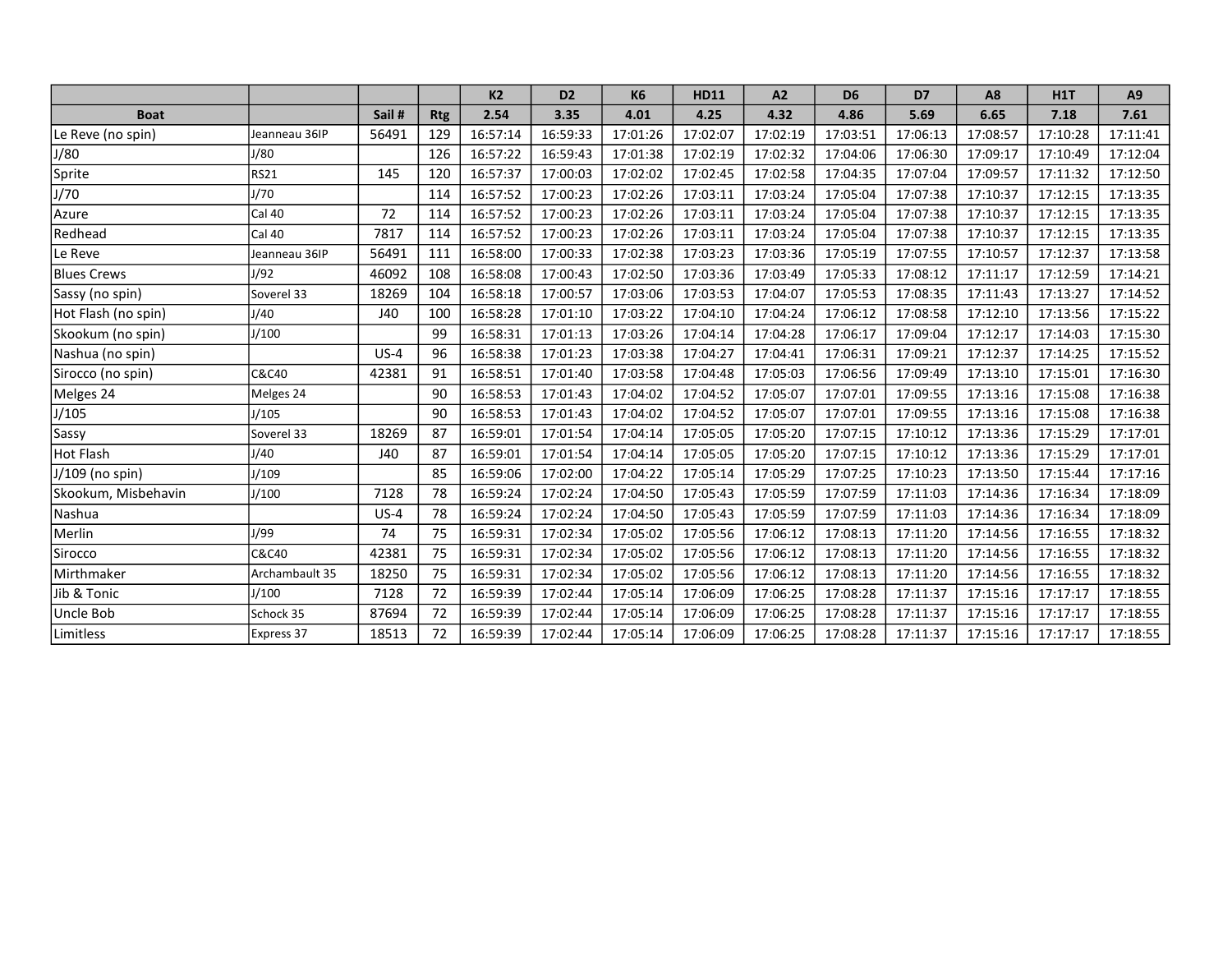| | | | | K2 | D2 | K6 | HD11 | A2 | D6 | D7 | A8 | H1T | A9 |
|---|---|---|---|---|---|---|---|---|---|---|---|---|---|
| **Boat** | | **Sail #** | **Rtg** | **2.54** | **3.35** | **4.01** | **4.25** | **4.32** | **4.86** | **5.69** | **6.65** | **7.18** | **7.61** |
| Le Reve (no spin) | Jeanneau 36IP | 56491 | 129 | 16:57:14 | 16:59:33 | 17:01:26 | 17:02:07 | 17:02:19 | 17:03:51 | 17:06:13 | 17:08:57 | 17:10:28 | 17:11:41 |
| J/80 | J/80 | | 126 | 16:57:22 | 16:59:43 | 17:01:38 | 17:02:19 | 17:02:32 | 17:04:06 | 17:06:30 | 17:09:17 | 17:10:49 | 17:12:04 |
| Sprite | RS21 | 145 | 120 | 16:57:37 | 17:00:03 | 17:02:02 | 17:02:45 | 17:02:58 | 17:04:35 | 17:07:04 | 17:09:57 | 17:11:32 | 17:12:50 |
| J/70 | J/70 | | 114 | 16:57:52 | 17:00:23 | 17:02:26 | 17:03:11 | 17:03:24 | 17:05:04 | 17:07:38 | 17:10:37 | 17:12:15 | 17:13:35 |
| Azure | Cal 40 | 72 | 114 | 16:57:52 | 17:00:23 | 17:02:26 | 17:03:11 | 17:03:24 | 17:05:04 | 17:07:38 | 17:10:37 | 17:12:15 | 17:13:35 |
| Redhead | Cal 40 | 7817 | 114 | 16:57:52 | 17:00:23 | 17:02:26 | 17:03:11 | 17:03:24 | 17:05:04 | 17:07:38 | 17:10:37 | 17:12:15 | 17:13:35 |
| Le Reve | Jeanneau 36IP | 56491 | 111 | 16:58:00 | 17:00:33 | 17:02:38 | 17:03:23 | 17:03:36 | 17:05:19 | 17:07:55 | 17:10:57 | 17:12:37 | 17:13:58 |
| Blues Crews | J/92 | 46092 | 108 | 16:58:08 | 17:00:43 | 17:02:50 | 17:03:36 | 17:03:49 | 17:05:33 | 17:08:12 | 17:11:17 | 17:12:59 | 17:14:21 |
| Sassy (no spin) | Soverel 33 | 18269 | 104 | 16:58:18 | 17:00:57 | 17:03:06 | 17:03:53 | 17:04:07 | 17:05:53 | 17:08:35 | 17:11:43 | 17:13:27 | 17:14:52 |
| Hot Flash (no spin) | J/40 | J40 | 100 | 16:58:28 | 17:01:10 | 17:03:22 | 17:04:10 | 17:04:24 | 17:06:12 | 17:08:58 | 17:12:10 | 17:13:56 | 17:15:22 |
| Skookum (no spin) | J/100 | | 99 | 16:58:31 | 17:01:13 | 17:03:26 | 17:04:14 | 17:04:28 | 17:06:17 | 17:09:04 | 17:12:17 | 17:14:03 | 17:15:30 |
| Nashua (no spin) | | US-4 | 96 | 16:58:38 | 17:01:23 | 17:03:38 | 17:04:27 | 17:04:41 | 17:06:31 | 17:09:21 | 17:12:37 | 17:14:25 | 17:15:52 |
| Sirocco (no spin) | C&C40 | 42381 | 91 | 16:58:51 | 17:01:40 | 17:03:58 | 17:04:48 | 17:05:03 | 17:06:56 | 17:09:49 | 17:13:10 | 17:15:01 | 17:16:30 |
| Melges 24 | Melges 24 | | 90 | 16:58:53 | 17:01:43 | 17:04:02 | 17:04:52 | 17:05:07 | 17:07:01 | 17:09:55 | 17:13:16 | 17:15:08 | 17:16:38 |
| J/105 | J/105 | | 90 | 16:58:53 | 17:01:43 | 17:04:02 | 17:04:52 | 17:05:07 | 17:07:01 | 17:09:55 | 17:13:16 | 17:15:08 | 17:16:38 |
| Sassy | Soverel 33 | 18269 | 87 | 16:59:01 | 17:01:54 | 17:04:14 | 17:05:05 | 17:05:20 | 17:07:15 | 17:10:12 | 17:13:36 | 17:15:29 | 17:17:01 |
| Hot Flash | J/40 | J40 | 87 | 16:59:01 | 17:01:54 | 17:04:14 | 17:05:05 | 17:05:20 | 17:07:15 | 17:10:12 | 17:13:36 | 17:15:29 | 17:17:01 |
| J/109 (no spin) | J/109 | | 85 | 16:59:06 | 17:02:00 | 17:04:22 | 17:05:14 | 17:05:29 | 17:07:25 | 17:10:23 | 17:13:50 | 17:15:44 | 17:17:16 |
| Skookum, Misbehavin | J/100 | 7128 | 78 | 16:59:24 | 17:02:24 | 17:04:50 | 17:05:43 | 17:05:59 | 17:07:59 | 17:11:03 | 17:14:36 | 17:16:34 | 17:18:09 |
| Nashua | | US-4 | 78 | 16:59:24 | 17:02:24 | 17:04:50 | 17:05:43 | 17:05:59 | 17:07:59 | 17:11:03 | 17:14:36 | 17:16:34 | 17:18:09 |
| Merlin | J/99 | 74 | 75 | 16:59:31 | 17:02:34 | 17:05:02 | 17:05:56 | 17:06:12 | 17:08:13 | 17:11:20 | 17:14:56 | 17:16:55 | 17:18:32 |
| Sirocco | C&C40 | 42381 | 75 | 16:59:31 | 17:02:34 | 17:05:02 | 17:05:56 | 17:06:12 | 17:08:13 | 17:11:20 | 17:14:56 | 17:16:55 | 17:18:32 |
| Mirthmaker | Archambault 35 | 18250 | 75 | 16:59:31 | 17:02:34 | 17:05:02 | 17:05:56 | 17:06:12 | 17:08:13 | 17:11:20 | 17:14:56 | 17:16:55 | 17:18:32 |
| Jib & Tonic | J/100 | 7128 | 72 | 16:59:39 | 17:02:44 | 17:05:14 | 17:06:09 | 17:06:25 | 17:08:28 | 17:11:37 | 17:15:16 | 17:17:17 | 17:18:55 |
| Uncle Bob | Schock 35 | 87694 | 72 | 16:59:39 | 17:02:44 | 17:05:14 | 17:06:09 | 17:06:25 | 17:08:28 | 17:11:37 | 17:15:16 | 17:17:17 | 17:18:55 |
| Limitless | Express 37 | 18513 | 72 | 16:59:39 | 17:02:44 | 17:05:14 | 17:06:09 | 17:06:25 | 17:08:28 | 17:11:37 | 17:15:16 | 17:17:17 | 17:18:55 |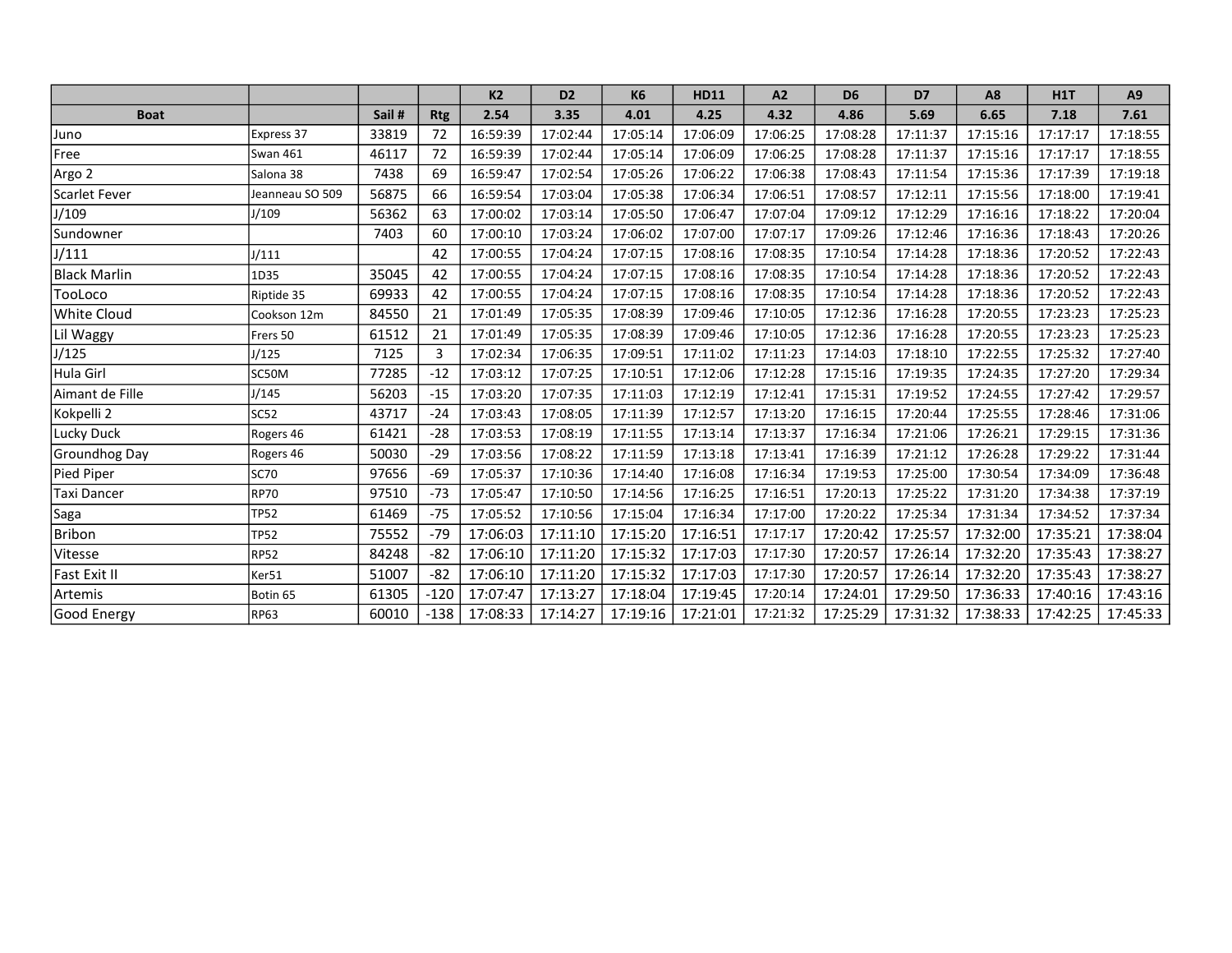| | | | | K2 | D2 | K6 | HD11 | A2 | D6 | D7 | A8 | H1T | A9 |
|---|---|---|---|---|---|---|---|---|---|---|---|---|---|
| **Boat** | | **Sail #** | **Rtg** | **2.54** | **3.35** | **4.01** | **4.25** | **4.32** | **4.86** | **5.69** | **6.65** | **7.18** | **7.61** |
| Juno | Express 37 | 33819 | 72 | 16:59:39 | 17:02:44 | 17:05:14 | 17:06:09 | 17:06:25 | 17:08:28 | 17:11:37 | 17:15:16 | 17:17:17 | 17:18:55 |
| Free | Swan 461 | 46117 | 72 | 16:59:39 | 17:02:44 | 17:05:14 | 17:06:09 | 17:06:25 | 17:08:28 | 17:11:37 | 17:15:16 | 17:17:17 | 17:18:55 |
| Argo 2 | Salona 38 | 7438 | 69 | 16:59:47 | 17:02:54 | 17:05:26 | 17:06:22 | 17:06:38 | 17:08:43 | 17:11:54 | 17:15:36 | 17:17:39 | 17:19:18 |
| Scarlet Fever | Jeanneau SO 509 | 56875 | 66 | 16:59:54 | 17:03:04 | 17:05:38 | 17:06:34 | 17:06:51 | 17:08:57 | 17:12:11 | 17:15:56 | 17:18:00 | 17:19:41 |
| J/109 | J/109 | 56362 | 63 | 17:00:02 | 17:03:14 | 17:05:50 | 17:06:47 | 17:07:04 | 17:09:12 | 17:12:29 | 17:16:16 | 17:18:22 | 17:20:04 |
| Sundowner | | 7403 | 60 | 17:00:10 | 17:03:24 | 17:06:02 | 17:07:00 | 17:07:17 | 17:09:26 | 17:12:46 | 17:16:36 | 17:18:43 | 17:20:26 |
| J/111 | J/111 | | 42 | 17:00:55 | 17:04:24 | 17:07:15 | 17:08:16 | 17:08:35 | 17:10:54 | 17:14:28 | 17:18:36 | 17:20:52 | 17:22:43 |
| Black Marlin | 1D35 | 35045 | 42 | 17:00:55 | 17:04:24 | 17:07:15 | 17:08:16 | 17:08:35 | 17:10:54 | 17:14:28 | 17:18:36 | 17:20:52 | 17:22:43 |
| TooLoco | Riptide 35 | 69933 | 42 | 17:00:55 | 17:04:24 | 17:07:15 | 17:08:16 | 17:08:35 | 17:10:54 | 17:14:28 | 17:18:36 | 17:20:52 | 17:22:43 |
| White Cloud | Cookson 12m | 84550 | 21 | 17:01:49 | 17:05:35 | 17:08:39 | 17:09:46 | 17:10:05 | 17:12:36 | 17:16:28 | 17:20:55 | 17:23:23 | 17:25:23 |
| Lil Waggy | Frers 50 | 61512 | 21 | 17:01:49 | 17:05:35 | 17:08:39 | 17:09:46 | 17:10:05 | 17:12:36 | 17:16:28 | 17:20:55 | 17:23:23 | 17:25:23 |
| J/125 | J/125 | 7125 | 3 | 17:02:34 | 17:06:35 | 17:09:51 | 17:11:02 | 17:11:23 | 17:14:03 | 17:18:10 | 17:22:55 | 17:25:32 | 17:27:40 |
| Hula Girl | SC50M | 77285 | -12 | 17:03:12 | 17:07:25 | 17:10:51 | 17:12:06 | 17:12:28 | 17:15:16 | 17:19:35 | 17:24:35 | 17:27:20 | 17:29:34 |
| Aimant de Fille | J/145 | 56203 | -15 | 17:03:20 | 17:07:35 | 17:11:03 | 17:12:19 | 17:12:41 | 17:15:31 | 17:19:52 | 17:24:55 | 17:27:42 | 17:29:57 |
| Kokpelli 2 | SC52 | 43717 | -24 | 17:03:43 | 17:08:05 | 17:11:39 | 17:12:57 | 17:13:20 | 17:16:15 | 17:20:44 | 17:25:55 | 17:28:46 | 17:31:06 |
| Lucky Duck | Rogers 46 | 61421 | -28 | 17:03:53 | 17:08:19 | 17:11:55 | 17:13:14 | 17:13:37 | 17:16:34 | 17:21:06 | 17:26:21 | 17:29:15 | 17:31:36 |
| Groundhog Day | Rogers 46 | 50030 | -29 | 17:03:56 | 17:08:22 | 17:11:59 | 17:13:18 | 17:13:41 | 17:16:39 | 17:21:12 | 17:26:28 | 17:29:22 | 17:31:44 |
| Pied Piper | SC70 | 97656 | -69 | 17:05:37 | 17:10:36 | 17:14:40 | 17:16:08 | 17:16:34 | 17:19:53 | 17:25:00 | 17:30:54 | 17:34:09 | 17:36:48 |
| Taxi Dancer | RP70 | 97510 | -73 | 17:05:47 | 17:10:50 | 17:14:56 | 17:16:25 | 17:16:51 | 17:20:13 | 17:25:22 | 17:31:20 | 17:34:38 | 17:37:19 |
| Saga | TP52 | 61469 | -75 | 17:05:52 | 17:10:56 | 17:15:04 | 17:16:34 | 17:17:00 | 17:20:22 | 17:25:34 | 17:31:34 | 17:34:52 | 17:37:34 |
| Bribon | TP52 | 75552 | -79 | 17:06:03 | 17:11:10 | 17:15:20 | 17:16:51 | 17:17:17 | 17:20:42 | 17:25:57 | 17:32:00 | 17:35:21 | 17:38:04 |
| Vitesse | RP52 | 84248 | -82 | 17:06:10 | 17:11:20 | 17:15:32 | 17:17:03 | 17:17:30 | 17:20:57 | 17:26:14 | 17:32:20 | 17:35:43 | 17:38:27 |
| Fast Exit II | Ker51 | 51007 | -82 | 17:06:10 | 17:11:20 | 17:15:32 | 17:17:03 | 17:17:30 | 17:20:57 | 17:26:14 | 17:32:20 | 17:35:43 | 17:38:27 |
| Artemis | Botin 65 | 61305 | -120 | 17:07:47 | 17:13:27 | 17:18:04 | 17:19:45 | 17:20:14 | 17:24:01 | 17:29:50 | 17:36:33 | 17:40:16 | 17:43:16 |
| Good Energy | RP63 | 60010 | -138 | 17:08:33 | 17:14:27 | 17:19:16 | 17:21:01 | 17:21:32 | 17:25:29 | 17:31:32 | 17:38:33 | 17:42:25 | 17:45:33 |